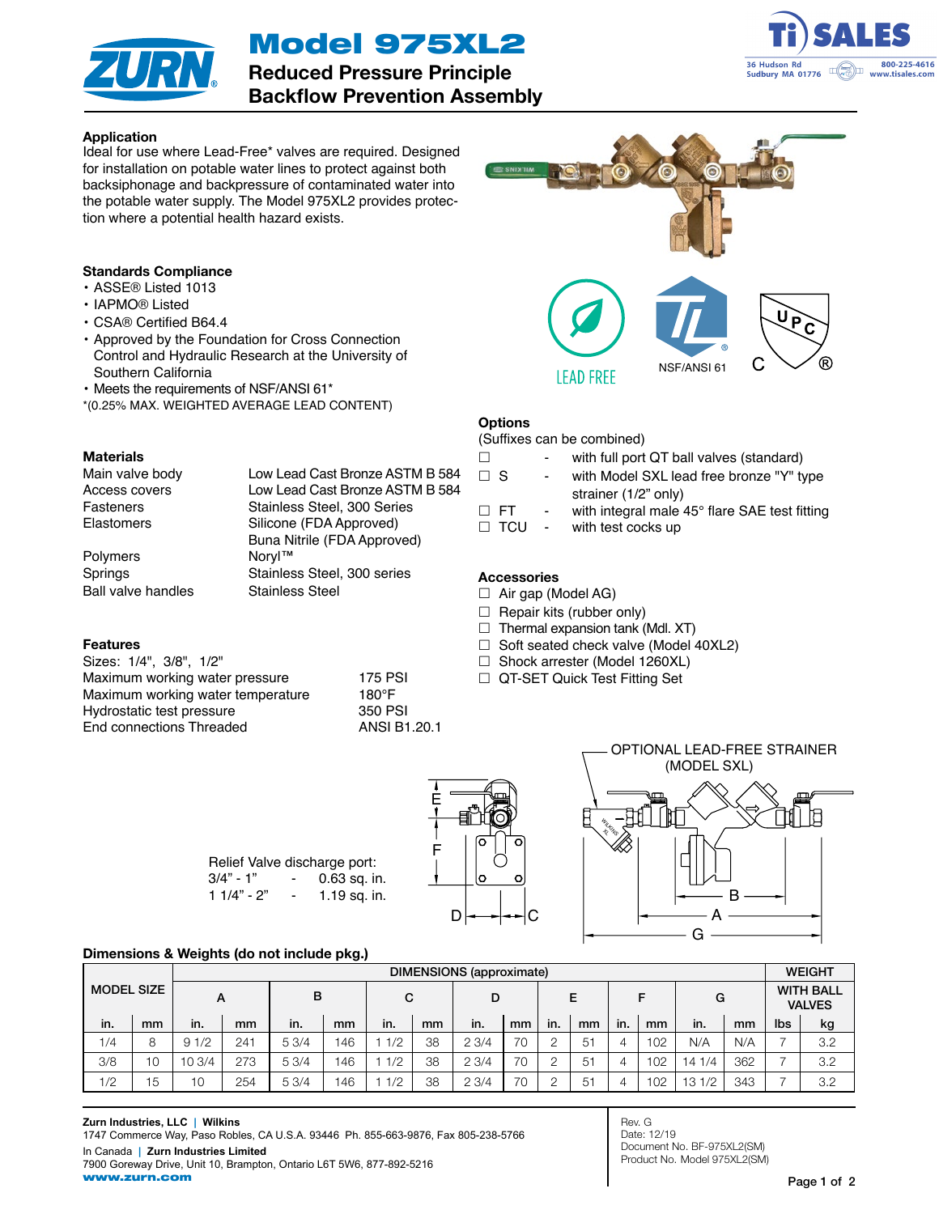# Model 975XL2

## Reduced Pressure Principle Backflow Prevention Assembly

### Application

Ideal for use where Lead-Free* valves are required. Designed for installation on potable water lines to protect against both backsiphonage and backpressure of contaminated water into the potable water supply. The Model 975XL2 provides protection where a potential health hazard exists.

### Standards Compliance

- ASSE® Listed 1013
- IAPMO® Listed
- CSA® Certified B64.4
- Approved by the Foundation for Cross Connection Control and Hydraulic Research at the University of Southern California
- Meets the requirements of NSF/ANSI 61*

*(0.25% MAX. WEIGHTED AVERAGE LEAD CONTENT)

LEAD FREE

NSF/ANSI 61

### Materials

| | |
|---|---|
| Main valve body | Low Lead Cast Bronze ASTM B 584 |
| Access covers | Low Lead Cast Bronze ASTM B 584 |
| Fasteners | Stainless Steel, 300 Series |
| Elastomers | Silicone (FDA Approved) |
| | Buna Nitrile (FDA Approved) |
| Polymers | Noryl™ |
| Springs | Stainless Steel, 300 series |
| Ball valve handles | Stainless Steel |

### Features

Sizes: 1/4", 3/8", 1/2"

| | |
|---|---|
| Maximum working water pressure | 175 PSI |
| Maximum working water temperature | 180°F |
| Hydrostatic test pressure | 350 PSI |
| End connections Threaded | ANSI B1.20.1 |

### Options

(Suffixes can be combined)

- ☐ - with full port QT ball valves (standard)
- ☐ S - with Model SXL lead free bronze "Y" type strainer (1/2" only)
- ☐ FT - with integral male 45° flare SAE test fitting
- ☐ TCU - with test cocks up

### Accessories

- ☐ Air gap (Model AG)
- ☐ Repair kits (rubber only)
- ☐ Thermal expansion tank (Mdl. XT)
- ☐ Soft seated check valve (Model 40XL2)
- ☐ Shock arrester (Model 1260XL)
- ☐ QT-SET Quick Test Fitting Set

Relief Valve discharge port:

- 3/4" - 1" - 0.63 sq. in.
- 1 1/4" - 2" - 1.19 sq. in.

OPTIONAL LEAD-FREE STRAINER (MODEL SXL)

### Dimensions & Weights (do not include pkg.)

| MODEL SIZE | | DIMENSIONS (approximate) | | | | | | | | | | | | | | WEIGHT WITH BALL VALVES | |
|---|---|---|---|---|---|---|---|---|---|---|---|---|---|---|---|---|---|
| | | A | | B | | C | | D | | E | | F | | G | | | |
| in. | mm | in. | mm | in. | mm | in. | mm | in. | mm | in. | mm | in. | mm | in. | mm | lbs | kg |
| 1/4 | 8 | 9 1/2 | 241 | 5 3/4 | 146 | 1 1/2 | 38 | 2 3/4 | 70 | 2 | 51 | 4 | 102 | N/A | N/A | 7 | 3.2 |
| 3/8 | 10 | 10 3/4 | 273 | 5 3/4 | 146 | 1 1/2 | 38 | 2 3/4 | 70 | 2 | 51 | 4 | 102 | 14 1/4 | 362 | 7 | 3.2 |
| 1/2 | 15 | 10 | 254 | 5 3/4 | 146 | 1 1/2 | 38 | 2 3/4 | 70 | 2 | 51 | 4 | 102 | 13 1/2 | 343 | 7 | 3.2 |

**Zurn Industries, LLC | Wilkins**
1747 Commerce Way, Paso Robles, CA U.S.A. 93446 Ph. 855-663-9876, Fax 805-238-5766

In Canada | **Zurn Industries Limited**
7900 Goreway Drive, Unit 10, Brampton, Ontario L6T 5W6, 877-892-5216

**www.zurn.com**

Rev. G
Date: 12/19
Document No. BF-975XL2(SM)
Product No. Model 975XL2(SM)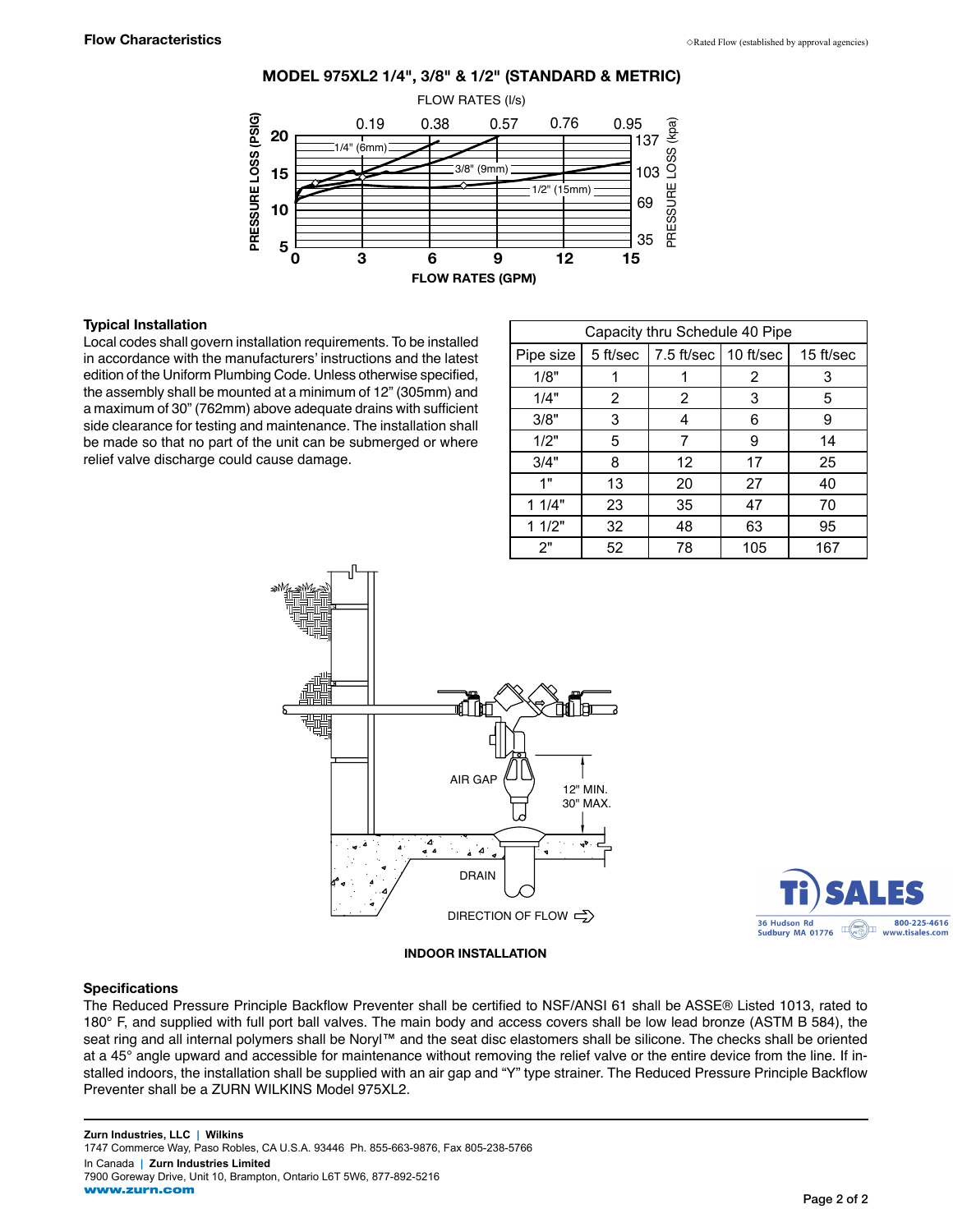## Flow Characteristics

◇Rated Flow (established by approval agencies)

**MODEL 975XL2 1/4", 3/8" & 1/2" (STANDARD & METRIC)**

FLOW RATES (l/s)

0.19 0.38 0.57 0.76 0.95

PRESSURE LOSS (PSIG)

20 15 10 5

PRESSURE LOSS (kpa)

137 103 69 35

1/4" (6mm)

3/8" (9mm)

1/2" (15mm)

0 3 6 9 12 15

**FLOW RATES (GPM)**

### Typical Installation

Local codes shall govern installation requirements. To be installed in accordance with the manufacturers' instructions and the latest edition of the Uniform Plumbing Code. Unless otherwise specified, the assembly shall be mounted at a minimum of 12" (305mm) and a maximum of 30" (762mm) above adequate drains with sufficient side clearance for testing and maintenance. The installation shall be made so that no part of the unit can be submerged or where relief valve discharge could cause damage.

| Capacity thru Schedule 40 Pipe | | | | |
|---|---|---|---|---|
| Pipe size | 5 ft/sec | 7.5 ft/sec | 10 ft/sec | 15 ft/sec |
| 1/8" | 1 | 1 | 2 | 3 |
| 1/4" | 2 | 2 | 3 | 5 |
| 3/8" | 3 | 4 | 6 | 9 |
| 1/2" | 5 | 7 | 9 | 14 |
| 3/4" | 8 | 12 | 17 | 25 |
| 1" | 13 | 20 | 27 | 40 |
| 1 1/4" | 23 | 35 | 47 | 70 |
| 1 1/2" | 32 | 48 | 63 | 95 |
| 2" | 52 | 78 | 105 | 167 |

AIR GAP

12" MIN.
30" MAX.

DRAIN

DIRECTION OF FLOW

**INDOOR INSTALLATION**

Ti SALES
36 Hudson Rd
Sudbury MA 01776
800-225-4616
www.tisales.com

### Specifications

The Reduced Pressure Principle Backflow Preventer shall be certified to NSF/ANSI 61 shall be ASSE® Listed 1013, rated to 180° F, and supplied with full port ball valves. The main body and access covers shall be low lead bronze (ASTM B 584), the seat ring and all internal polymers shall be Noryl™ and the seat disc elastomers shall be silicone. The checks shall be oriented at a 45° angle upward and accessible for maintenance without removing the relief valve or the entire device from the line. If installed indoors, the installation shall be supplied with an air gap and "Y" type strainer. The Reduced Pressure Principle Backflow Preventer shall be a ZURN WILKINS Model 975XL2.

**Zurn Industries, LLC | Wilkins**
1747 Commerce Way, Paso Robles, CA U.S.A. 93446 Ph. 855-663-9876, Fax 805-238-5766
In Canada | **Zurn Industries Limited**
7900 Goreway Drive, Unit 10, Brampton, Ontario L6T 5W6, 877-892-5216
**www.zurn.com**